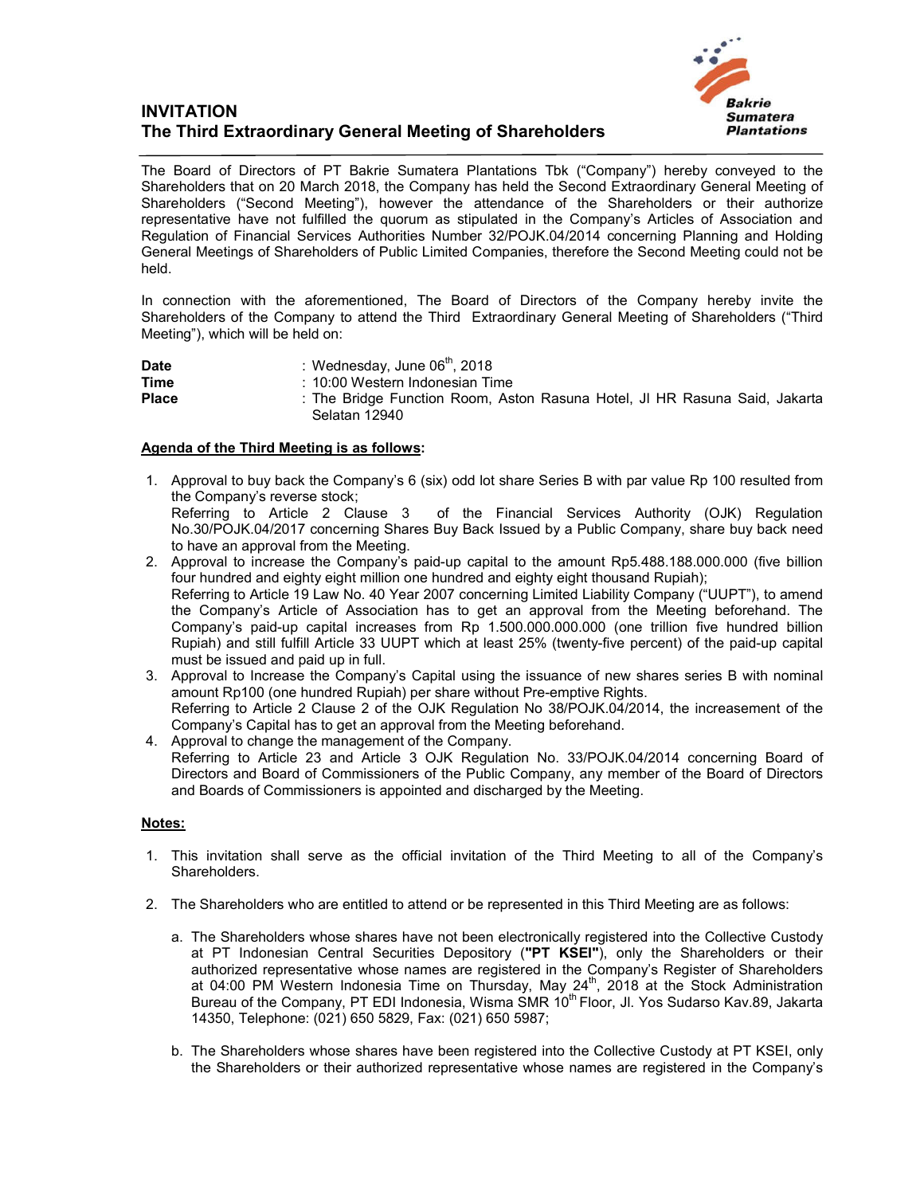# INVITATION
## The Third Extraordinary General Meeting of Shareholders

Bakrie Sumatera Plantations

The Board of Directors of PT Bakrie Sumatera Plantations Tbk ("Company") hereby conveyed to the Shareholders that on 20 March 2018, the Company has held the Second Extraordinary General Meeting of Shareholders ("Second Meeting"), however the attendance of the Shareholders or their authorize representative have not fulfilled the quorum as stipulated in the Company's Articles of Association and Regulation of Financial Services Authorities Number 32/POJK.04/2014 concerning Planning and Holding General Meetings of Shareholders of Public Limited Companies, therefore the Second Meeting could not be held.

In connection with the aforementioned, The Board of Directors of the Company hereby invite the Shareholders of the Company to attend the Third Extraordinary General Meeting of Shareholders ("Third Meeting"), which will be held on:

**Date** : Wednesday, June 06th, 2018
**Time** : 10:00 Western Indonesian Time
**Place** : The Bridge Function Room, Aston Rasuna Hotel, Jl HR Rasuna Said, Jakarta Selatan 12940

**Agenda of the Third Meeting is as follows:**

1. Approval to buy back the Company's 6 (six) odd lot share Series B with par value Rp 100 resulted from the Company's reverse stock;
   Referring to Article 2 Clause 3 of the Financial Services Authority (OJK) Regulation No.30/POJK.04/2017 concerning Shares Buy Back Issued by a Public Company, share buy back need to have an approval from the Meeting.
2. Approval to increase the Company's paid-up capital to the amount Rp5.488.188.000.000 (five billion four hundred and eighty eight million one hundred and eighty eight thousand Rupiah);
   Referring to Article 19 Law No. 40 Year 2007 concerning Limited Liability Company ("UUPT"), to amend the Company's Article of Association has to get an approval from the Meeting beforehand. The Company's paid-up capital increases from Rp 1.500.000.000.000 (one trillion five hundred billion Rupiah) and still fulfill Article 33 UUPT which at least 25% (twenty-five percent) of the paid-up capital must be issued and paid up in full.
3. Approval to Increase the Company's Capital using the issuance of new shares series B with nominal amount Rp100 (one hundred Rupiah) per share without Pre-emptive Rights.
   Referring to Article 2 Clause 2 of the OJK Regulation No 38/POJK.04/2014, the increasement of the Company's Capital has to get an approval from the Meeting beforehand.
4. Approval to change the management of the Company.
   Referring to Article 23 and Article 3 OJK Regulation No. 33/POJK.04/2014 concerning Board of Directors and Board of Commissioners of the Public Company, any member of the Board of Directors and Boards of Commissioners is appointed and discharged by the Meeting.

**Notes:**

1. This invitation shall serve as the official invitation of the Third Meeting to all of the Company's Shareholders.

2. The Shareholders who are entitled to attend or be represented in this Third Meeting are as follows:

   a. The Shareholders whose shares have not been electronically registered into the Collective Custody at PT Indonesian Central Securities Depository (**"PT KSEI"**), only the Shareholders or their authorized representative whose names are registered in the Company's Register of Shareholders at 04:00 PM Western Indonesia Time on Thursday, May 24th, 2018 at the Stock Administration Bureau of the Company, PT EDI Indonesia, Wisma SMR 10th Floor, Jl. Yos Sudarso Kav.89, Jakarta 14350, Telephone: (021) 650 5829, Fax: (021) 650 5987;

   b. The Shareholders whose shares have been registered into the Collective Custody at PT KSEI, only the Shareholders or their authorized representative whose names are registered in the Company's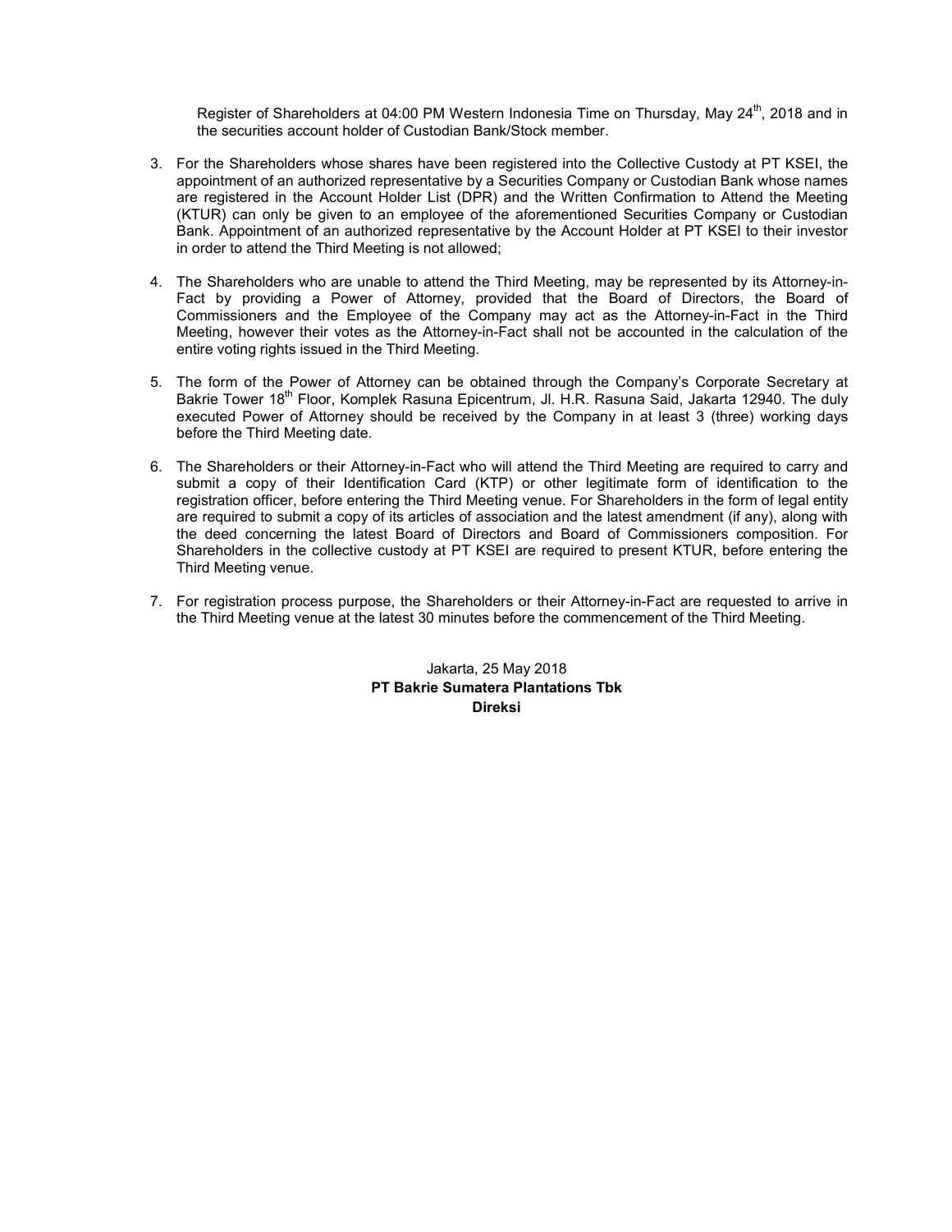Register of Shareholders at 04:00 PM Western Indonesia Time on Thursday, May 24th, 2018 and in the securities account holder of Custodian Bank/Stock member.

3. For the Shareholders whose shares have been registered into the Collective Custody at PT KSEI, the appointment of an authorized representative by a Securities Company or Custodian Bank whose names are registered in the Account Holder List (DPR) and the Written Confirmation to Attend the Meeting (KTUR) can only be given to an employee of the aforementioned Securities Company or Custodian Bank. Appointment of an authorized representative by the Account Holder at PT KSEI to their investor in order to attend the Third Meeting is not allowed;

4. The Shareholders who are unable to attend the Third Meeting, may be represented by its Attorney-in-Fact by providing a Power of Attorney, provided that the Board of Directors, the Board of Commissioners and the Employee of the Company may act as the Attorney-in-Fact in the Third Meeting, however their votes as the Attorney-in-Fact shall not be accounted in the calculation of the entire voting rights issued in the Third Meeting.

5. The form of the Power of Attorney can be obtained through the Company's Corporate Secretary at Bakrie Tower 18th Floor, Komplek Rasuna Epicentrum, Jl. H.R. Rasuna Said, Jakarta 12940. The duly executed Power of Attorney should be received by the Company in at least 3 (three) working days before the Third Meeting date.

6. The Shareholders or their Attorney-in-Fact who will attend the Third Meeting are required to carry and submit a copy of their Identification Card (KTP) or other legitimate form of identification to the registration officer, before entering the Third Meeting venue. For Shareholders in the form of legal entity are required to submit a copy of its articles of association and the latest amendment (if any), along with the deed concerning the latest Board of Directors and Board of Commissioners composition. For Shareholders in the collective custody at PT KSEI are required to present KTUR, before entering the Third Meeting venue.

7. For registration process purpose, the Shareholders or their Attorney-in-Fact are requested to arrive in the Third Meeting venue at the latest 30 minutes before the commencement of the Third Meeting.

Jakarta, 25 May 2018

**PT Bakrie Sumatera Plantations Tbk**

**Direksi**